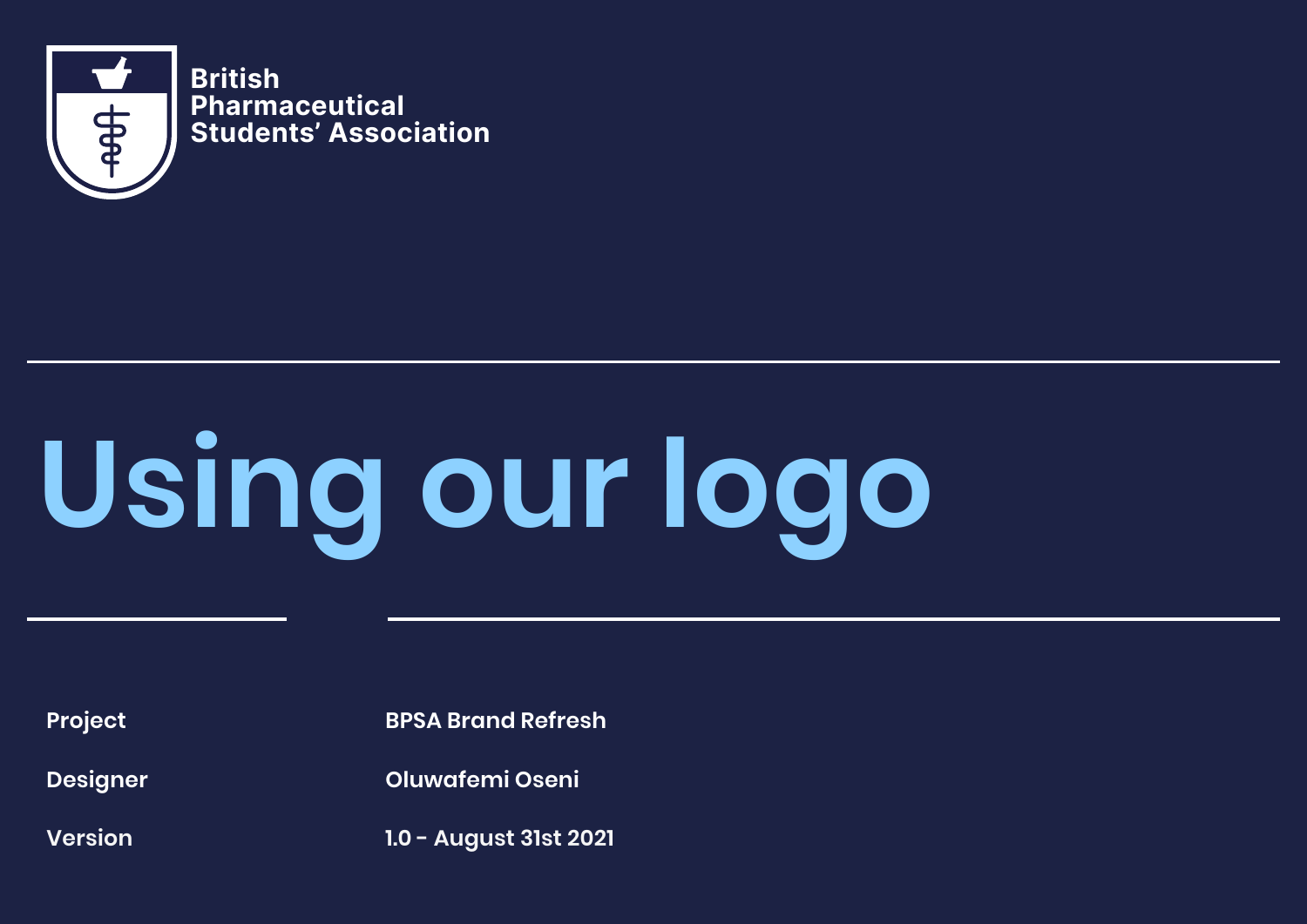British
Pharmaceutical
Students' Association

# Using our logo

| | |
|---|---|
| Project | BPSA Brand Refresh |
| Designer | Oluwafemi Oseni |
| Version | 1.0 - August 31st 2021 |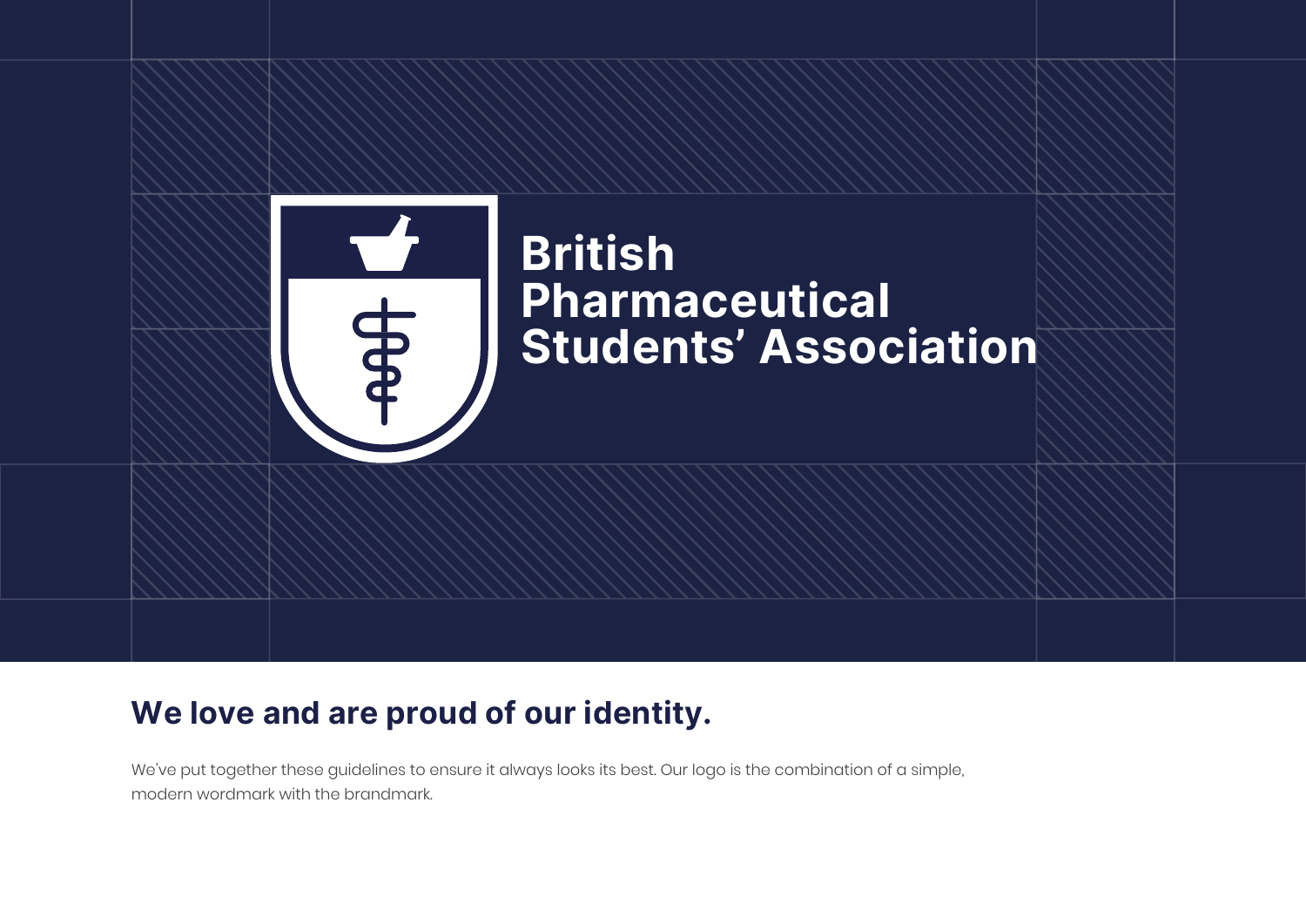British Pharmaceutical Students' Association

## We love and are proud of our identity.

We've put together these guidelines to ensure it always looks its best. Our logo is the combination of a simple, modern wordmark with the brandmark.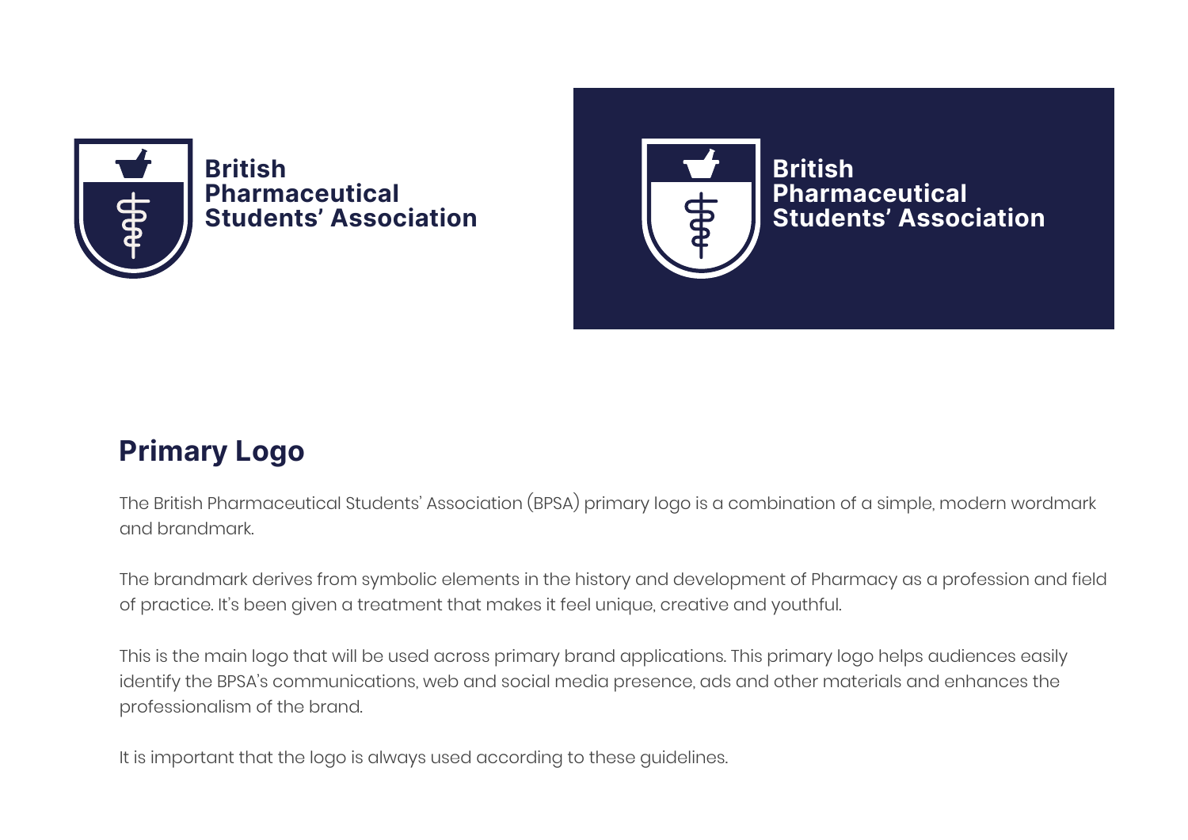## Primary Logo

The British Pharmaceutical Students' Association (BPSA) primary logo is a combination of a simple, modern wordmark and brandmark.

The brandmark derives from symbolic elements in the history and development of Pharmacy as a profession and field of practice. It's been given a treatment that makes it feel unique, creative and youthful.

This is the main logo that will be used across primary brand applications. This primary logo helps audiences easily identify the BPSA's communications, web and social media presence, ads and other materials and enhances the professionalism of the brand.

It is important that the logo is always used according to these guidelines.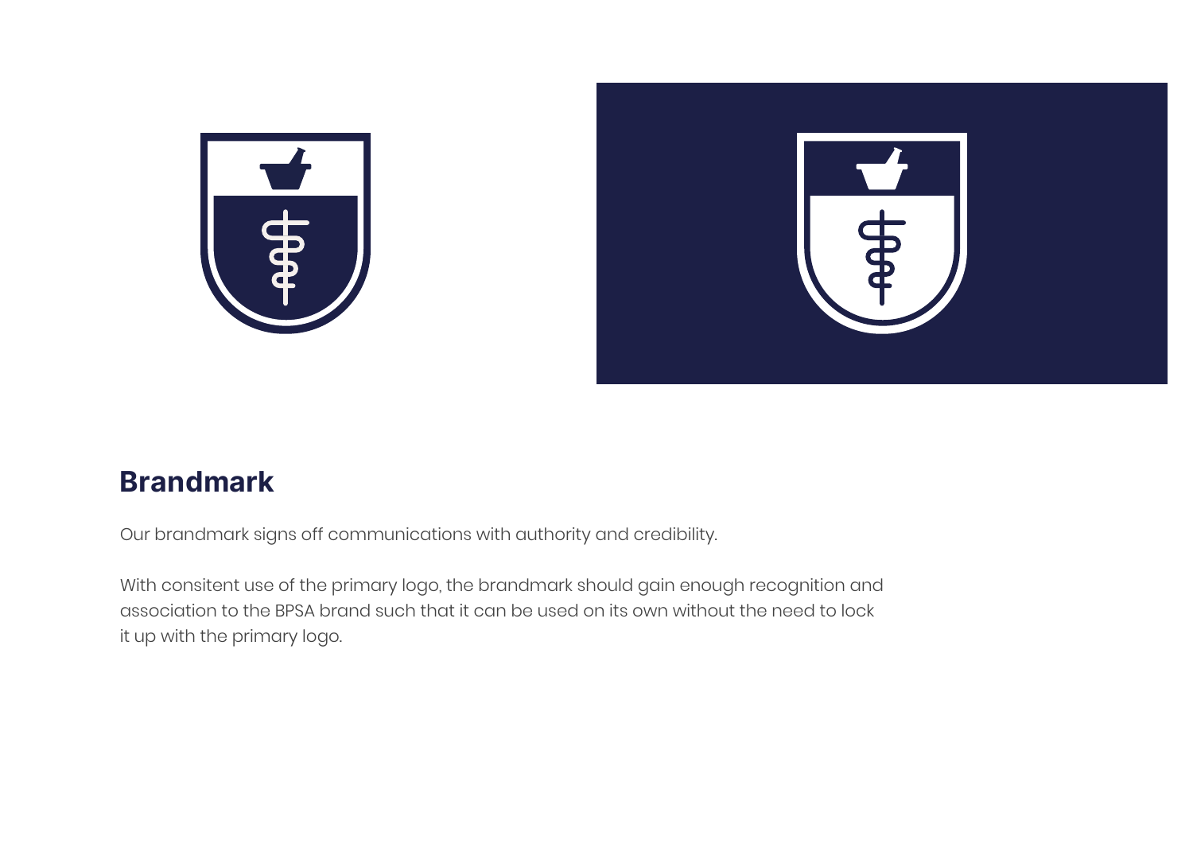## Brandmark

Our brandmark signs off communications with authority and credibility.

With consitent use of the primary logo, the brandmark should gain enough recognition and association to the BPSA brand such that it can be used on its own without the need to lock it up with the primary logo.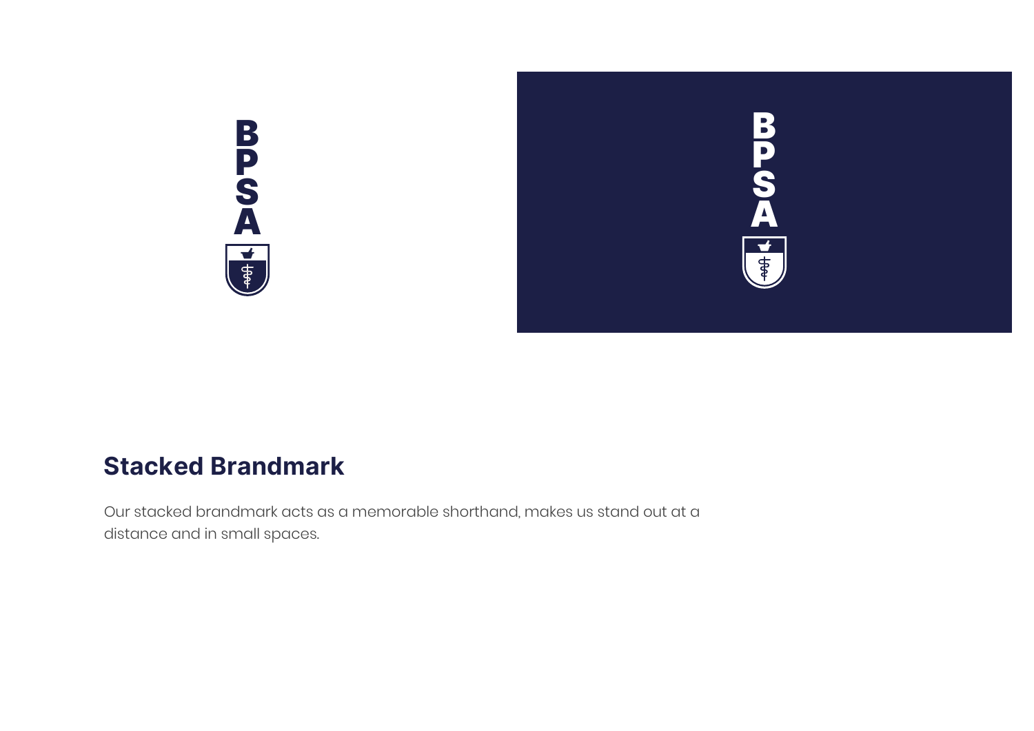## Stacked Brandmark

Our stacked brandmark acts as a memorable shorthand, makes us stand out at a distance and in small spaces.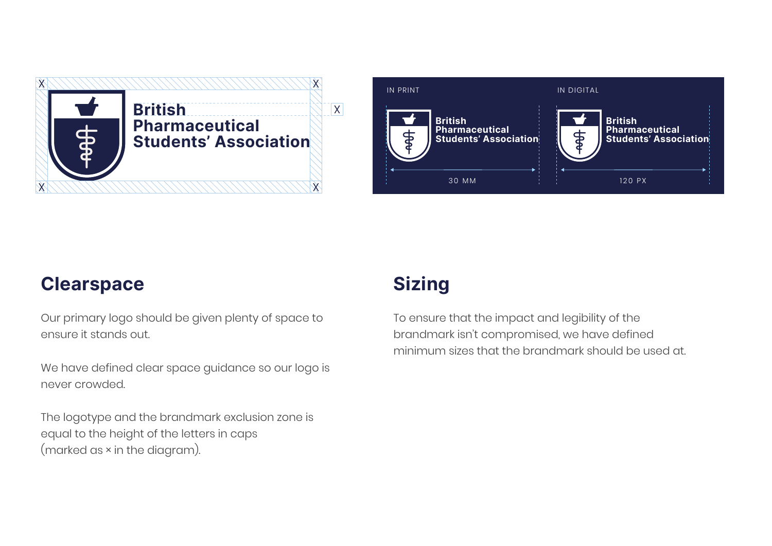## Clearspace

Our primary logo should be given plenty of space to ensure it stands out.

We have defined clear space guidance so our logo is never crowded.

The logotype and the brandmark exclusion zone is equal to the height of the letters in caps (marked as × in the diagram).

## Sizing

To ensure that the impact and legibility of the brandmark isn't compromised, we have defined minimum sizes that the brandmark should be used at.

IN PRINT: 30 MM

IN DIGITAL: 120 PX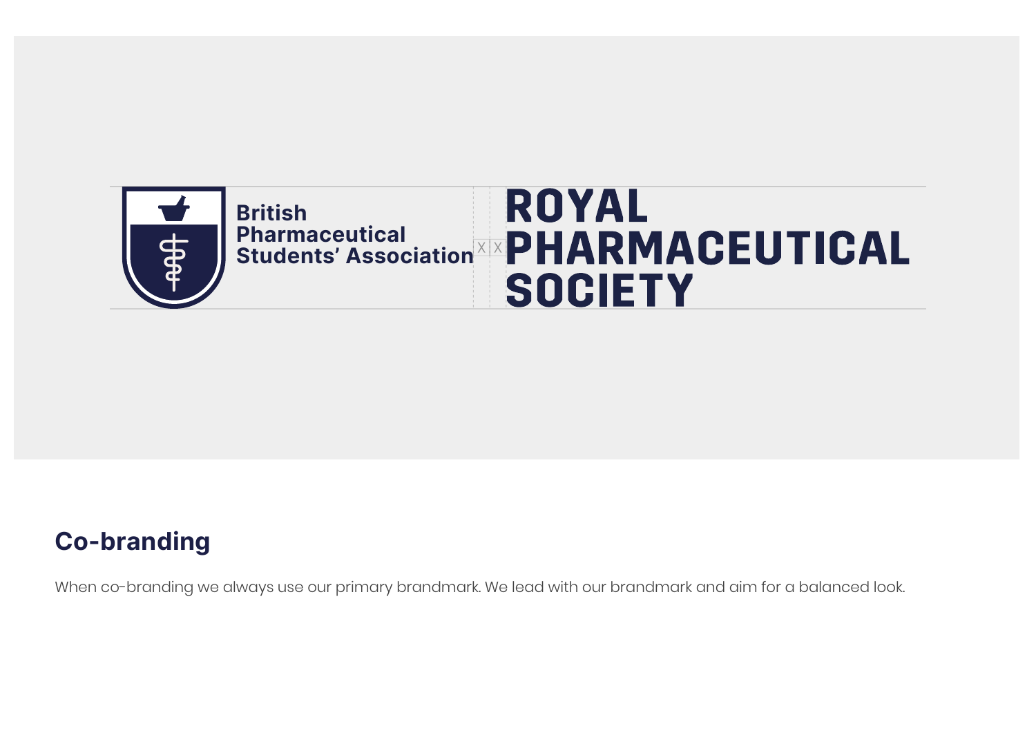## Co-branding

When co-branding we always use our primary brandmark. We lead with our brandmark and aim for a balanced look.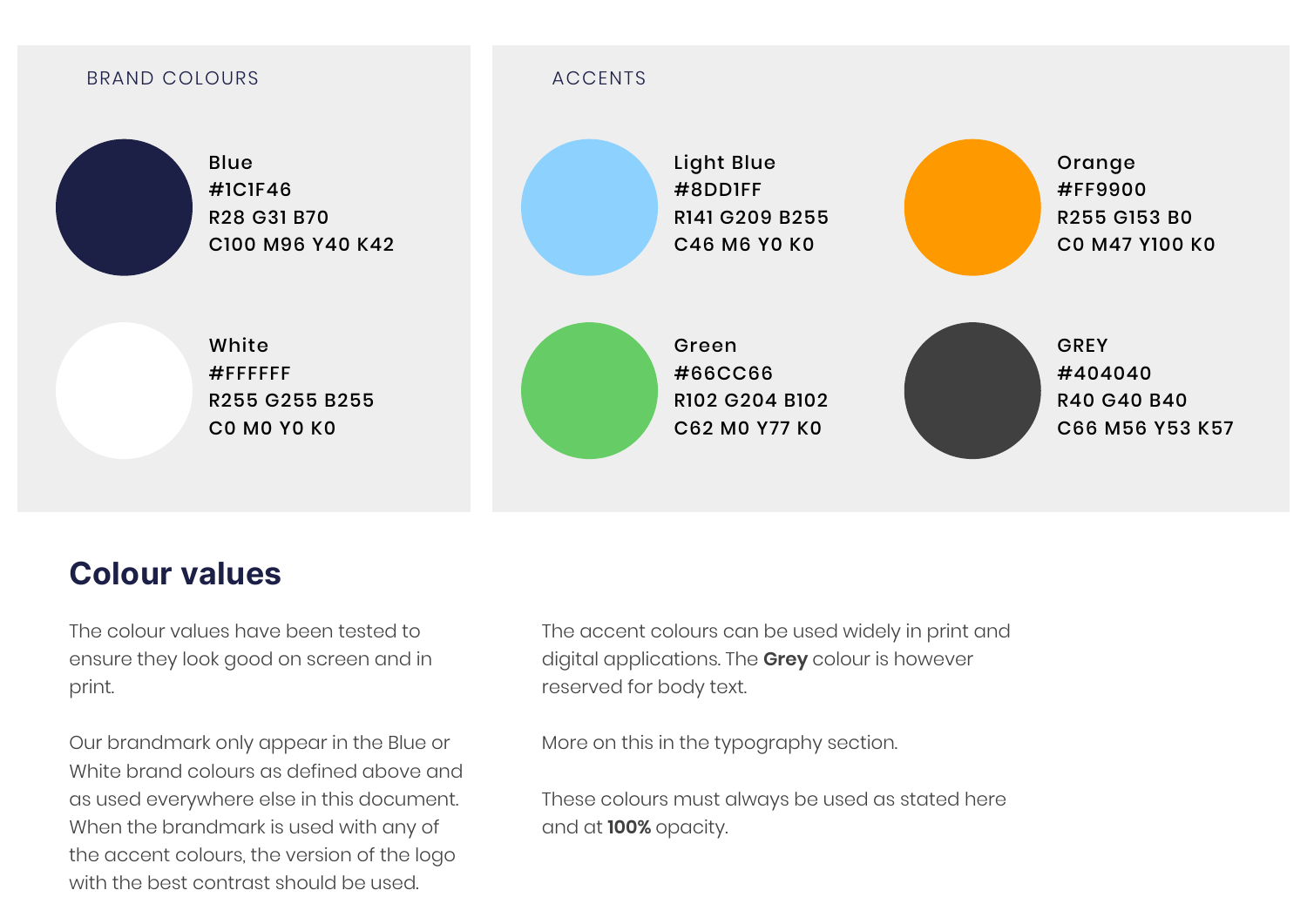BRAND COLOURS

**Blue**
#1C1F46
R28 G31 B70
C100 M96 Y40 K42

**White**
#FFFFFF
R255 G255 B255
C0 M0 Y0 K0

ACCENTS

**Light Blue**
#8DD1FF
R141 G209 B255
C46 M6 Y0 K0

**Orange**
#FF9900
R255 G153 B0
C0 M47 Y100 K0

**Green**
#66CC66
R102 G204 B102
C62 M0 Y77 K0

**GREY**
#404040
R40 G40 B40
C66 M56 Y53 K57

## Colour values

The colour values have been tested to ensure they look good on screen and in print.

Our brandmark only appear in the Blue or White brand colours as defined above and as used everywhere else in this document. When the brandmark is used with any of the accent colours, the version of the logo with the best contrast should be used.

The accent colours can be used widely in print and digital applications. The **Grey** colour is however reserved for body text.

More on this in the typography section.

These colours must always be used as stated here and at **100%** opacity.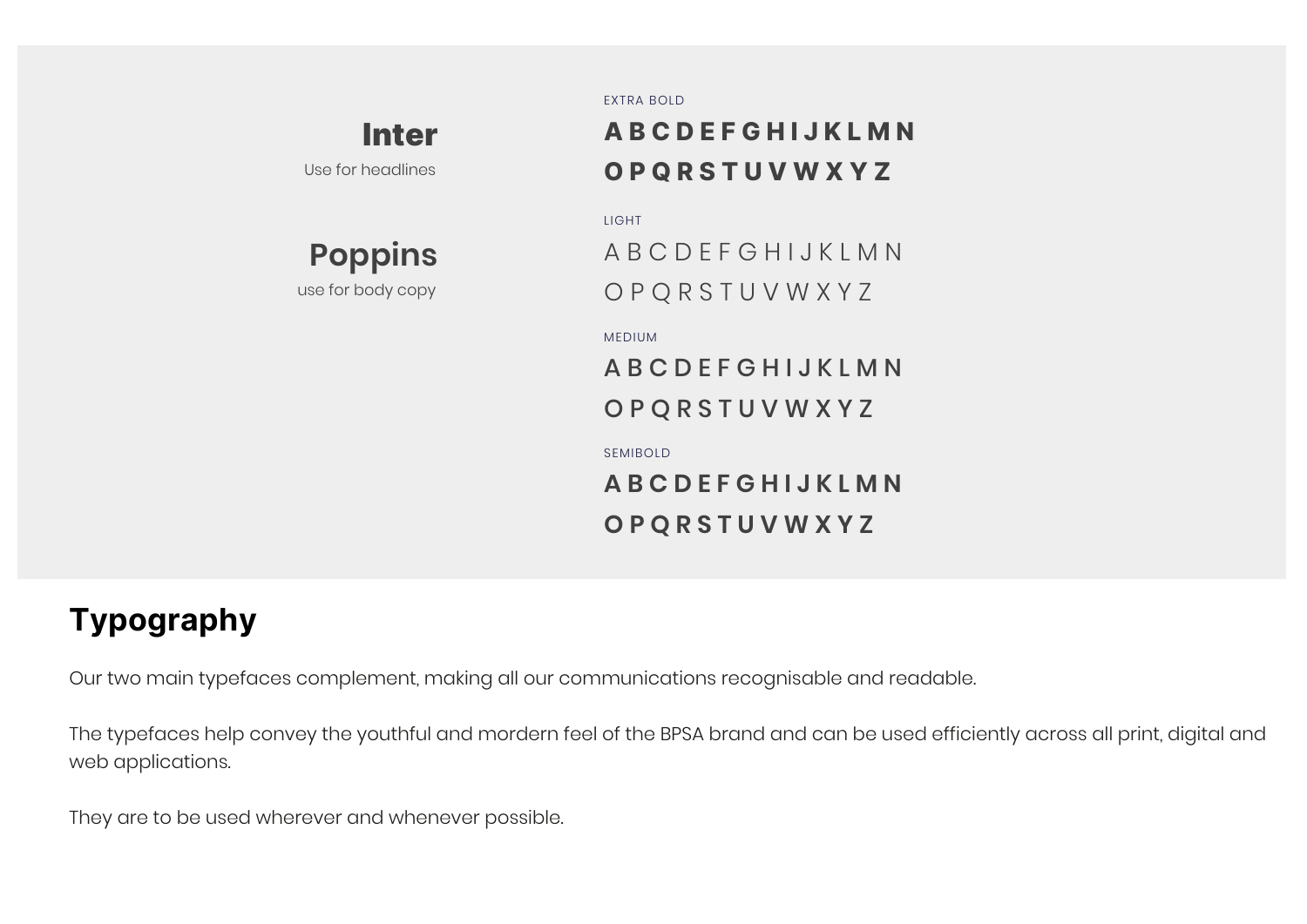**Inter**
Use for headlines

**Poppins**
use for body copy

EXTRA BOLD

**A B C D E F G H I J K L M N**
**O P Q R S T U V W X Y Z**

LIGHT

A B C D E F G H I J K L M N
O P Q R S T U V W X Y Z

MEDIUM

A B C D E F G H I J K L M N
O P Q R S T U V W X Y Z

SEMIBOLD

**A B C D E F G H I J K L M N**
**O P Q R S T U V W X Y Z**

## Typography

Our two main typefaces complement, making all our communications recognisable and readable.

The typefaces help convey the youthful and mordern feel of the BPSA brand and can be used efficiently across all print, digital and web applications.

They are to be used wherever and whenever possible.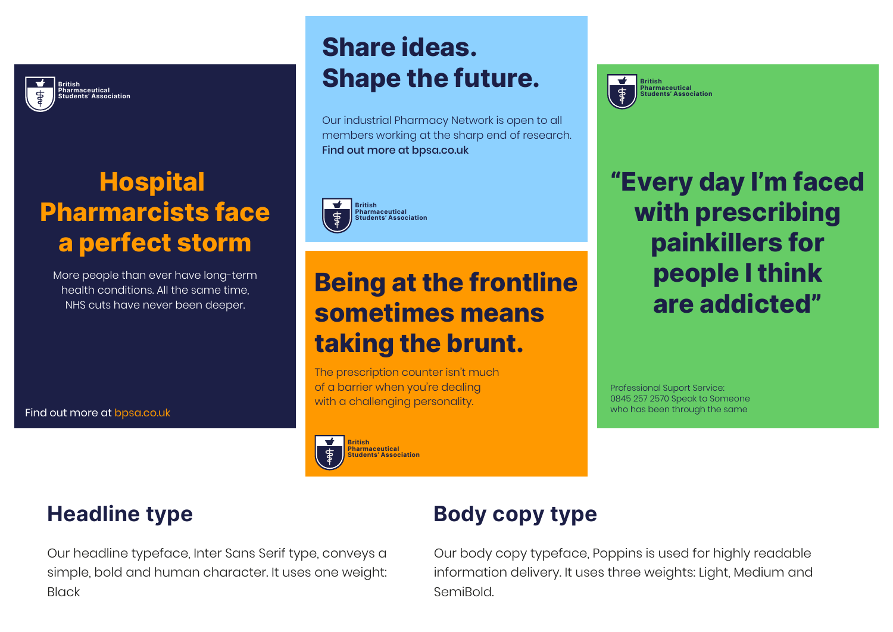British Pharmaceutical Students' Association

# Hospital Pharmarcists face a perfect storm

More people than ever have long-term health conditions. All the same time, NHS cuts have never been deeper.

Find out more at bpsa.co.uk

# Share ideas. Shape the future.

Our industrial Pharmacy Network is open to all members working at the sharp end of research.
**Find out more at bpsa.co.uk**

British Pharmaceutical Students' Association

# Being at the frontline sometimes means taking the brunt.

The prescription counter isn't much of a barrier when you're dealing with a challenging personality.

British Pharmaceutical Students' Association

British Pharmaceutical Students' Association

# "Every day I'm faced with prescribing painkillers for people I think are addicted"

Professional Suport Service:
0845 257 2570 Speak to Someone who has been through the same

## Headline type

Our headline typeface, Inter Sans Serif type, conveys a simple, bold and human character. It uses one weight: Black

## Body copy type

Our body copy typeface, Poppins is used for highly readable information delivery. It uses three weights: Light, Medium and SemiBold.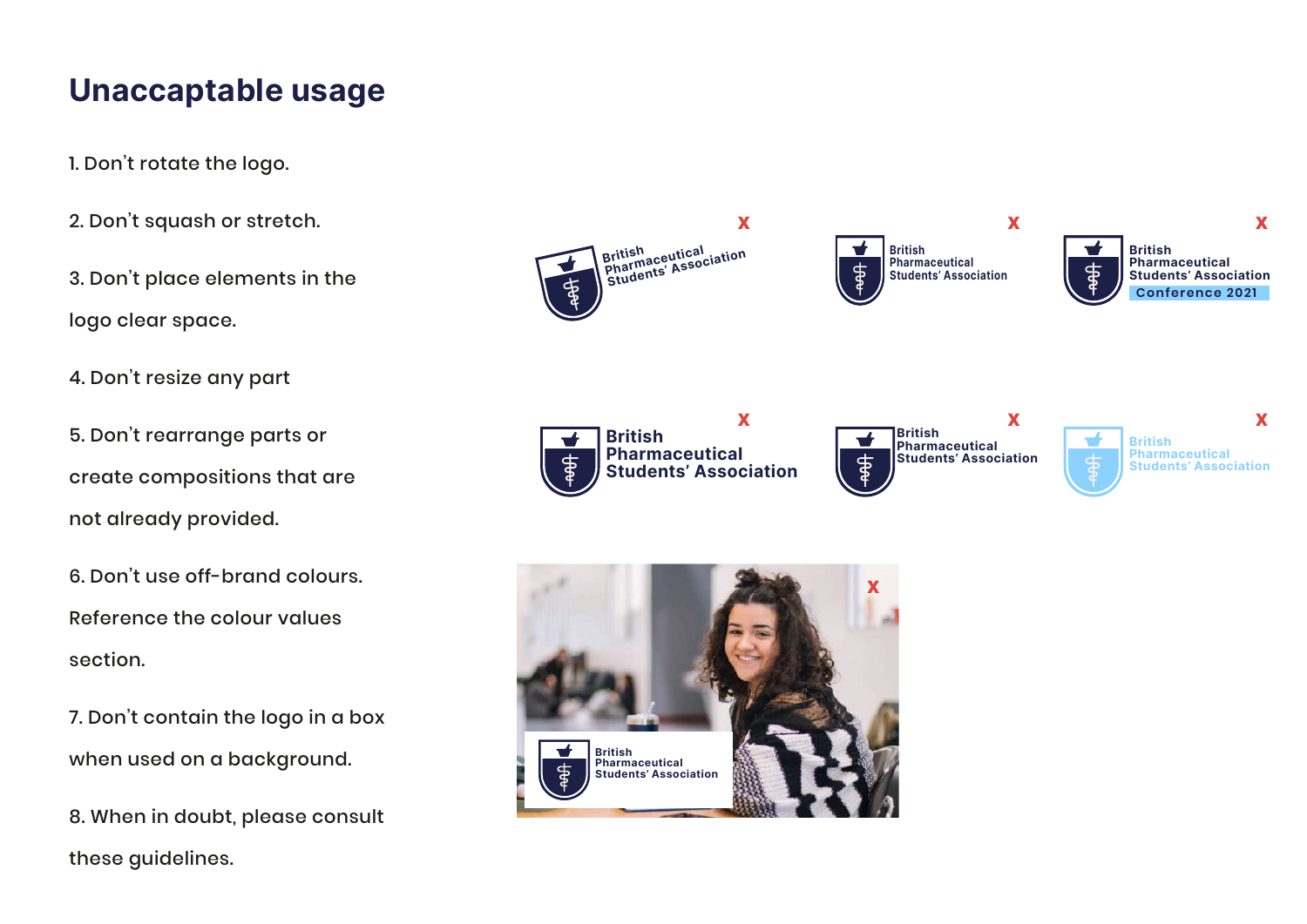# Unaccaptable usage

1. Don't rotate the logo.

2. Don't squash or stretch.

3. Don't place elements in the logo clear space.

4. Don't resize any part

5. Don't rearrange parts or create compositions that are not already provided.

6. Don't use off-brand colours. Reference the colour values section.

7. Don't contain the logo in a box when used on a background.

8. When in doubt, please consult these guidelines.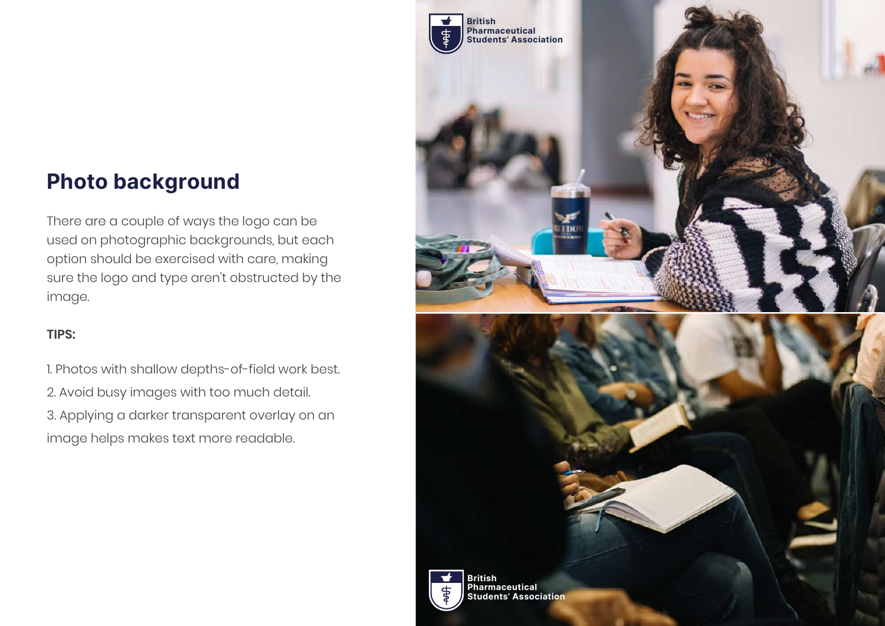## Photo background

There are a couple of ways the logo can be used on photographic backgrounds, but each option should be exercised with care, making sure the logo and type aren't obstructed by the image.

**TIPS:**

1. Photos with shallow depths-of-field work best.
2. Avoid busy images with too much detail.
3. Applying a darker transparent overlay on an image helps makes text more readable.